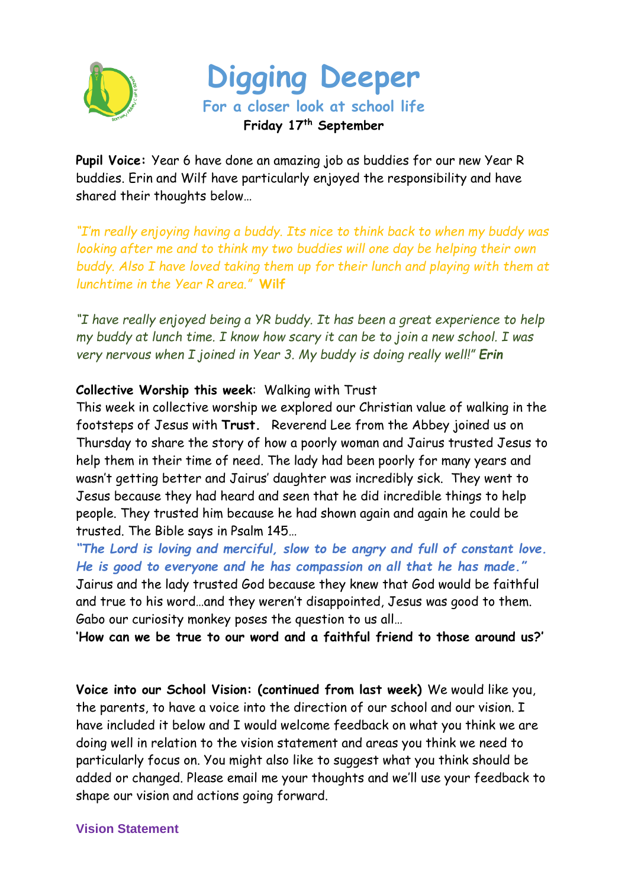# Digging Deeper

### For a closer look at school life

**Friday 17th September**

**Pupil Voice:** Year 6 have done an amazing job as buddies for our new Year R buddies. Erin and Wilf have particularly enjoyed the responsibility and have shared their thoughts below…

*"I'm really enjoying having a buddy. Its nice to think back to when my buddy was looking after me and to think my two buddies will one day be helping their own buddy. Also I have loved taking them up for their lunch and playing with them at lunchtime in the Year R area."* **Wilf**

*"I have really enjoyed being a YR buddy. It has been a great experience to help my buddy at lunch time. I know how scary it can be to join a new school. I was very nervous when I joined in Year 3. My buddy is doing really well!"* ***Erin***

**Collective Worship this week**: Walking with Trust

This week in collective worship we explored our Christian value of walking in the footsteps of Jesus with **Trust.** Reverend Lee from the Abbey joined us on Thursday to share the story of how a poorly woman and Jairus trusted Jesus to help them in their time of need. The lady had been poorly for many years and wasn't getting better and Jairus' daughter was incredibly sick. They went to Jesus because they had heard and seen that he did incredible things to help people. They trusted him because he had shown again and again he could be trusted. The Bible says in Psalm 145…

***"The Lord is loving and merciful, slow to be angry and full of constant love. He is good to everyone and he has compassion on all that he has made."***

Jairus and the lady trusted God because they knew that God would be faithful and true to his word…and they weren't disappointed, Jesus was good to them. Gabo our curiosity monkey poses the question to us all…

**'How can we be true to our word and a faithful friend to those around us?'**

**Voice into our School Vision: (continued from last week)** We would like you, the parents, to have a voice into the direction of our school and our vision. I have included it below and I would welcome feedback on what you think we are doing well in relation to the vision statement and areas you think we need to particularly focus on. You might also like to suggest what you think should be added or changed. Please email me your thoughts and we'll use your feedback to shape our vision and actions going forward.

**Vision Statement**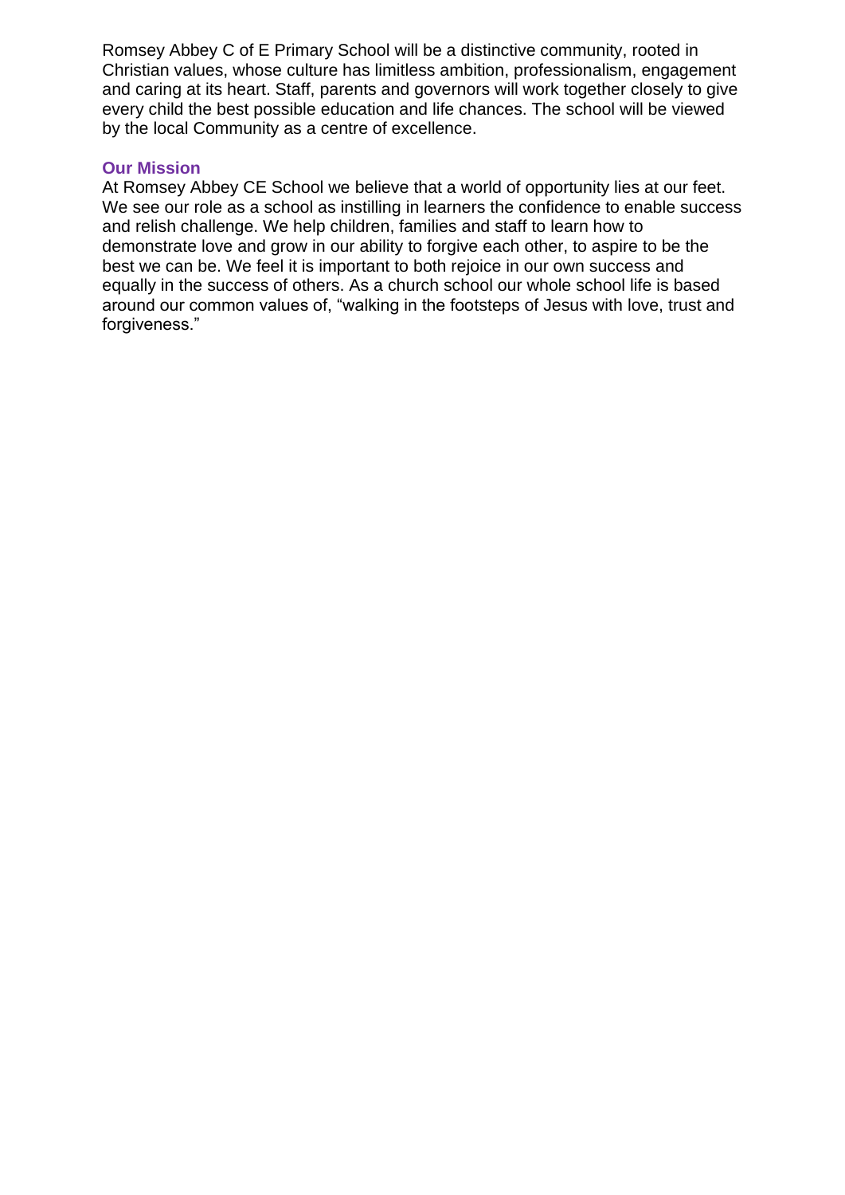Romsey Abbey C of E Primary School will be a distinctive community, rooted in Christian values, whose culture has limitless ambition, professionalism, engagement and caring at its heart. Staff, parents and governors will work together closely to give every child the best possible education and life chances. The school will be viewed by the local Community as a centre of excellence.

### Our Mission

At Romsey Abbey CE School we believe that a world of opportunity lies at our feet. We see our role as a school as instilling in learners the confidence to enable success and relish challenge. We help children, families and staff to learn how to demonstrate love and grow in our ability to forgive each other, to aspire to be the best we can be. We feel it is important to both rejoice in our own success and equally in the success of others. As a church school our whole school life is based around our common values of, "walking in the footsteps of Jesus with love, trust and forgiveness."